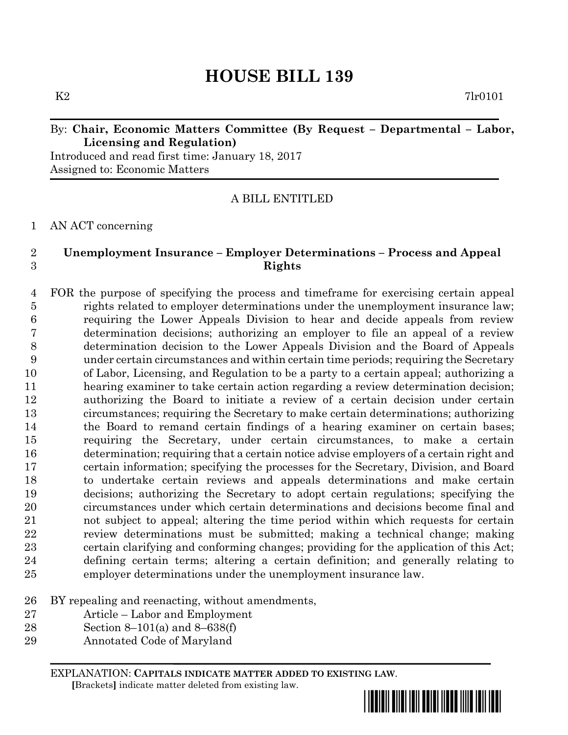# HOUSE BILL 139

K2 7lr0101

By: **Chair, Economic Matters Committee (By Request – Departmental – Labor, Licensing and Regulation)**

Introduced and read first time: January 18, 2017

Assigned to: Economic Matters

A BILL ENTITLED

AN ACT concerning

**Unemployment Insurance – Employer Determinations – Process and Appeal Rights**

FOR the purpose of specifying the process and timeframe for exercising certain appeal rights related to employer determinations under the unemployment insurance law; requiring the Lower Appeals Division to hear and decide appeals from review determination decisions; authorizing an employer to file an appeal of a review determination decision to the Lower Appeals Division and the Board of Appeals under certain circumstances and within certain time periods; requiring the Secretary of Labor, Licensing, and Regulation to be a party to a certain appeal; authorizing a hearing examiner to take certain action regarding a review determination decision; authorizing the Board to initiate a review of a certain decision under certain circumstances; requiring the Secretary to make certain determinations; authorizing the Board to remand certain findings of a hearing examiner on certain bases; requiring the Secretary, under certain circumstances, to make a certain determination; requiring that a certain notice advise employers of a certain right and certain information; specifying the processes for the Secretary, Division, and Board to undertake certain reviews and appeals determinations and make certain decisions; authorizing the Secretary to adopt certain regulations; specifying the circumstances under which certain determinations and decisions become final and not subject to appeal; altering the time period within which requests for certain review determinations must be submitted; making a technical change; making certain clarifying and conforming changes; providing for the application of this Act; defining certain terms; altering a certain definition; and generally relating to employer determinations under the unemployment insurance law.

BY repealing and reenacting, without amendments,
Article – Labor and Employment
Section 8–101(a) and 8–638(f)
Annotated Code of Maryland

EXPLANATION: **CAPITALS INDICATE MATTER ADDED TO EXISTING LAW.**
**[**Brackets**]** indicate matter deleted from existing law.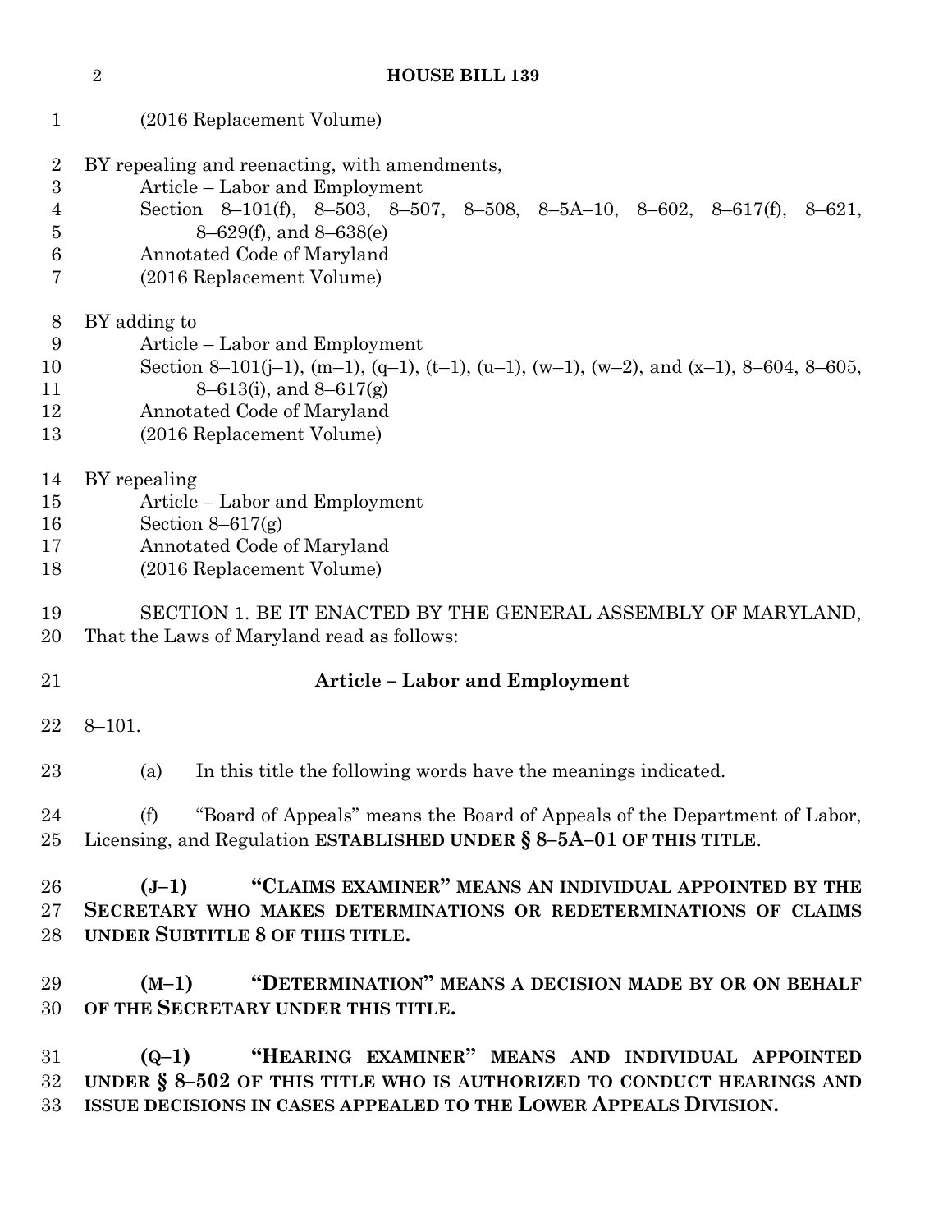(2016 Replacement Volume)

BY repealing and reenacting, with amendments,
Article – Labor and Employment
Section 8–101(f), 8–503, 8–507, 8–508, 8–5A–10, 8–602, 8–617(f), 8–621, 8–629(f), and 8–638(e)
Annotated Code of Maryland
(2016 Replacement Volume)

BY adding to
Article – Labor and Employment
Section 8–101(j–1), (m–1), (q–1), (t–1), (u–1), (w–1), (w–2), and (x–1), 8–604, 8–605, 8–613(i), and 8–617(g)
Annotated Code of Maryland
(2016 Replacement Volume)

BY repealing
Article – Labor and Employment
Section 8–617(g)
Annotated Code of Maryland
(2016 Replacement Volume)

SECTION 1. BE IT ENACTED BY THE GENERAL ASSEMBLY OF MARYLAND, That the Laws of Maryland read as follows:

**Article – Labor and Employment**

8–101.

(a) In this title the following words have the meanings indicated.

(f) "Board of Appeals" means the Board of Appeals of the Department of Labor, Licensing, and Regulation **ESTABLISHED UNDER § 8–5A–01 OF THIS TITLE**.

**(J–1) "CLAIMS EXAMINER" MEANS AN INDIVIDUAL APPOINTED BY THE SECRETARY WHO MAKES DETERMINATIONS OR REDETERMINATIONS OF CLAIMS UNDER SUBTITLE 8 OF THIS TITLE.**

**(M–1) "DETERMINATION" MEANS A DECISION MADE BY OR ON BEHALF OF THE SECRETARY UNDER THIS TITLE.**

**(Q–1) "HEARING EXAMINER" MEANS AND INDIVIDUAL APPOINTED UNDER § 8–502 OF THIS TITLE WHO IS AUTHORIZED TO CONDUCT HEARINGS AND ISSUE DECISIONS IN CASES APPEALED TO THE LOWER APPEALS DIVISION.**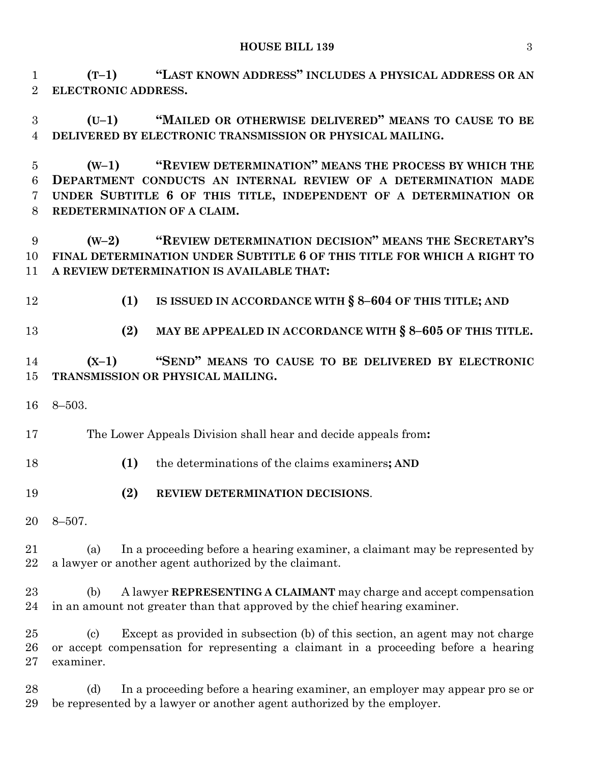**(T–1) "LAST KNOWN ADDRESS" INCLUDES A PHYSICAL ADDRESS OR AN ELECTRONIC ADDRESS.**

**(U–1) "MAILED OR OTHERWISE DELIVERED" MEANS TO CAUSE TO BE DELIVERED BY ELECTRONIC TRANSMISSION OR PHYSICAL MAILING.**

**(W–1) "REVIEW DETERMINATION" MEANS THE PROCESS BY WHICH THE DEPARTMENT CONDUCTS AN INTERNAL REVIEW OF A DETERMINATION MADE UNDER SUBTITLE 6 OF THIS TITLE, INDEPENDENT OF A DETERMINATION OR REDETERMINATION OF A CLAIM.**

**(W–2) "REVIEW DETERMINATION DECISION" MEANS THE SECRETARY'S FINAL DETERMINATION UNDER SUBTITLE 6 OF THIS TITLE FOR WHICH A RIGHT TO A REVIEW DETERMINATION IS AVAILABLE THAT:**

**(1) IS ISSUED IN ACCORDANCE WITH § 8–604 OF THIS TITLE; AND**

**(2) MAY BE APPEALED IN ACCORDANCE WITH § 8–605 OF THIS TITLE.**

**(X–1) "SEND" MEANS TO CAUSE TO BE DELIVERED BY ELECTRONIC TRANSMISSION OR PHYSICAL MAILING.**

8–503.

The Lower Appeals Division shall hear and decide appeals from**:**

**(1)** the determinations of the claims examiners**; AND**

**(2) REVIEW DETERMINATION DECISIONS**.

8–507.

(a) In a proceeding before a hearing examiner, a claimant may be represented by a lawyer or another agent authorized by the claimant.

(b) A lawyer **REPRESENTING A CLAIMANT** may charge and accept compensation in an amount not greater than that approved by the chief hearing examiner.

(c) Except as provided in subsection (b) of this section, an agent may not charge or accept compensation for representing a claimant in a proceeding before a hearing examiner.

(d) In a proceeding before a hearing examiner, an employer may appear pro se or be represented by a lawyer or another agent authorized by the employer.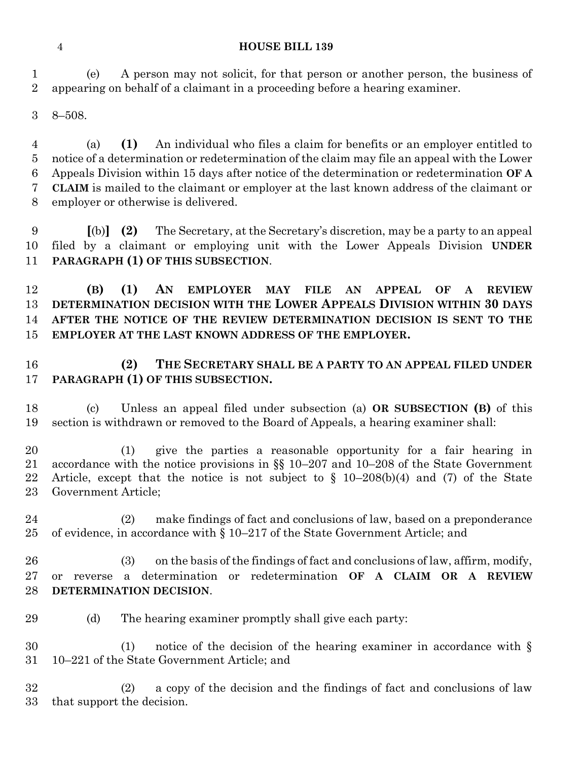(e) A person may not solicit, for that person or another person, the business of appearing on behalf of a claimant in a proceeding before a hearing examiner.

8–508.

(a) **(1)** An individual who files a claim for benefits or an employer entitled to notice of a determination or redetermination of the claim may file an appeal with the Lower Appeals Division within 15 days after notice of the determination or redetermination **OF A CLAIM** is mailed to the claimant or employer at the last known address of the claimant or employer or otherwise is delivered.

**[**(b)**]** **(2)** The Secretary, at the Secretary's discretion, may be a party to an appeal filed by a claimant or employing unit with the Lower Appeals Division **UNDER PARAGRAPH (1) OF THIS SUBSECTION**.

**(B) (1) AN EMPLOYER MAY FILE AN APPEAL OF A REVIEW DETERMINATION DECISION WITH THE LOWER APPEALS DIVISION WITHIN 30 DAYS AFTER THE NOTICE OF THE REVIEW DETERMINATION DECISION IS SENT TO THE EMPLOYER AT THE LAST KNOWN ADDRESS OF THE EMPLOYER.**

**(2) THE SECRETARY SHALL BE A PARTY TO AN APPEAL FILED UNDER PARAGRAPH (1) OF THIS SUBSECTION.**

(c) Unless an appeal filed under subsection (a) **OR SUBSECTION (B)** of this section is withdrawn or removed to the Board of Appeals, a hearing examiner shall:

(1) give the parties a reasonable opportunity for a fair hearing in accordance with the notice provisions in §§ 10–207 and 10–208 of the State Government Article, except that the notice is not subject to § 10–208(b)(4) and (7) of the State Government Article;

(2) make findings of fact and conclusions of law, based on a preponderance of evidence, in accordance with § 10–217 of the State Government Article; and

(3) on the basis of the findings of fact and conclusions of law, affirm, modify, or reverse a determination or redetermination **OF A CLAIM OR A REVIEW DETERMINATION DECISION**.

(d) The hearing examiner promptly shall give each party:

(1) notice of the decision of the hearing examiner in accordance with § 10–221 of the State Government Article; and

(2) a copy of the decision and the findings of fact and conclusions of law that support the decision.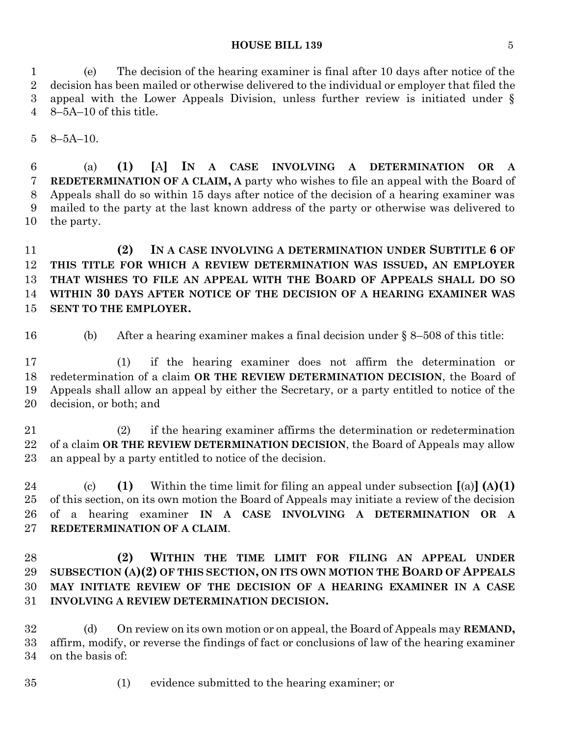(e) The decision of the hearing examiner is final after 10 days after notice of the decision has been mailed or otherwise delivered to the individual or employer that filed the appeal with the Lower Appeals Division, unless further review is initiated under § 8–5A–10 of this title.

8–5A–10.

(a) **(1)** [A] **IN A CASE INVOLVING A DETERMINATION OR A REDETERMINATION OF A CLAIM, A** party who wishes to file an appeal with the Board of Appeals shall do so within 15 days after notice of the decision of a hearing examiner was mailed to the party at the last known address of the party or otherwise was delivered to the party.

**(2) IN A CASE INVOLVING A DETERMINATION UNDER SUBTITLE 6 OF THIS TITLE FOR WHICH A REVIEW DETERMINATION WAS ISSUED, AN EMPLOYER THAT WISHES TO FILE AN APPEAL WITH THE BOARD OF APPEALS SHALL DO SO WITHIN 30 DAYS AFTER NOTICE OF THE DECISION OF A HEARING EXAMINER WAS SENT TO THE EMPLOYER.**

(b) After a hearing examiner makes a final decision under § 8–508 of this title:

(1) if the hearing examiner does not affirm the determination or redetermination of a claim **OR THE REVIEW DETERMINATION DECISION**, the Board of Appeals shall allow an appeal by either the Secretary, or a party entitled to notice of the decision, or both; and

(2) if the hearing examiner affirms the determination or redetermination of a claim **OR THE REVIEW DETERMINATION DECISION**, the Board of Appeals may allow an appeal by a party entitled to notice of the decision.

(c) **(1)** Within the time limit for filing an appeal under subsection [(a)] **(A)(1)** of this section, on its own motion the Board of Appeals may initiate a review of the decision of a hearing examiner **IN A CASE INVOLVING A DETERMINATION OR A REDETERMINATION OF A CLAIM**.

**(2) WITHIN THE TIME LIMIT FOR FILING AN APPEAL UNDER SUBSECTION (A)(2) OF THIS SECTION, ON ITS OWN MOTION THE BOARD OF APPEALS MAY INITIATE REVIEW OF THE DECISION OF A HEARING EXAMINER IN A CASE INVOLVING A REVIEW DETERMINATION DECISION.**

(d) On review on its own motion or on appeal, the Board of Appeals may **REMAND,** affirm, modify, or reverse the findings of fact or conclusions of law of the hearing examiner on the basis of:

(1) evidence submitted to the hearing examiner; or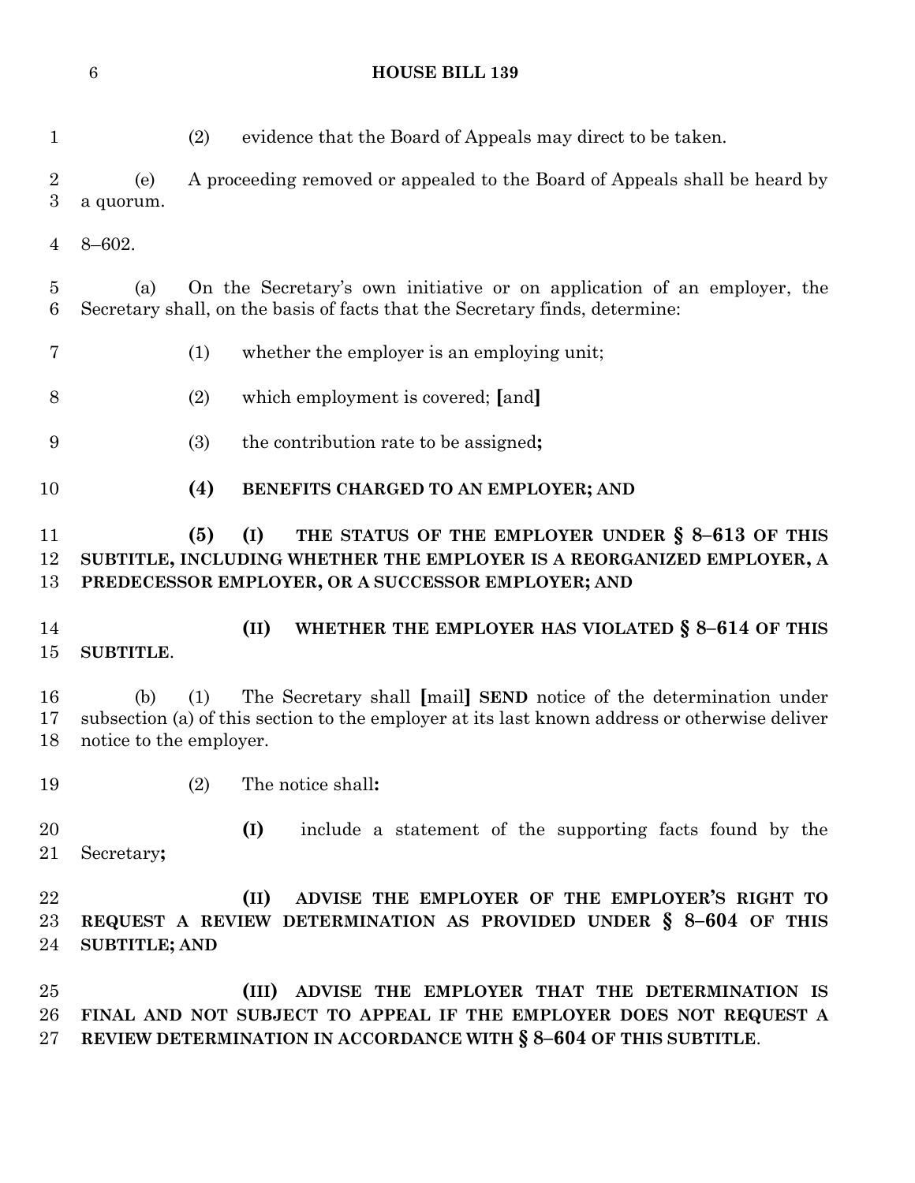(2) evidence that the Board of Appeals may direct to be taken.

(e) A proceeding removed or appealed to the Board of Appeals shall be heard by a quorum.

8–602.

(a) On the Secretary's own initiative or on application of an employer, the Secretary shall, on the basis of facts that the Secretary finds, determine:

(1) whether the employer is an employing unit;

(2) which employment is covered; **[**and**]**

(3) the contribution rate to be assigned**;**

**(4) BENEFITS CHARGED TO AN EMPLOYER; AND**

**(5) (I) THE STATUS OF THE EMPLOYER UNDER § 8–613 OF THIS SUBTITLE, INCLUDING WHETHER THE EMPLOYER IS A REORGANIZED EMPLOYER, A PREDECESSOR EMPLOYER, OR A SUCCESSOR EMPLOYER; AND**

**(II) WHETHER THE EMPLOYER HAS VIOLATED § 8–614 OF THIS SUBTITLE**.

(b) (1) The Secretary shall **[**mail**]** **SEND** notice of the determination under subsection (a) of this section to the employer at its last known address or otherwise deliver notice to the employer.

(2) The notice shall**:**

**(I)** include a statement of the supporting facts found by the Secretary**;**

**(II) ADVISE THE EMPLOYER OF THE EMPLOYER'S RIGHT TO REQUEST A REVIEW DETERMINATION AS PROVIDED UNDER § 8–604 OF THIS SUBTITLE; AND**

**(III) ADVISE THE EMPLOYER THAT THE DETERMINATION IS FINAL AND NOT SUBJECT TO APPEAL IF THE EMPLOYER DOES NOT REQUEST A REVIEW DETERMINATION IN ACCORDANCE WITH § 8–604 OF THIS SUBTITLE**.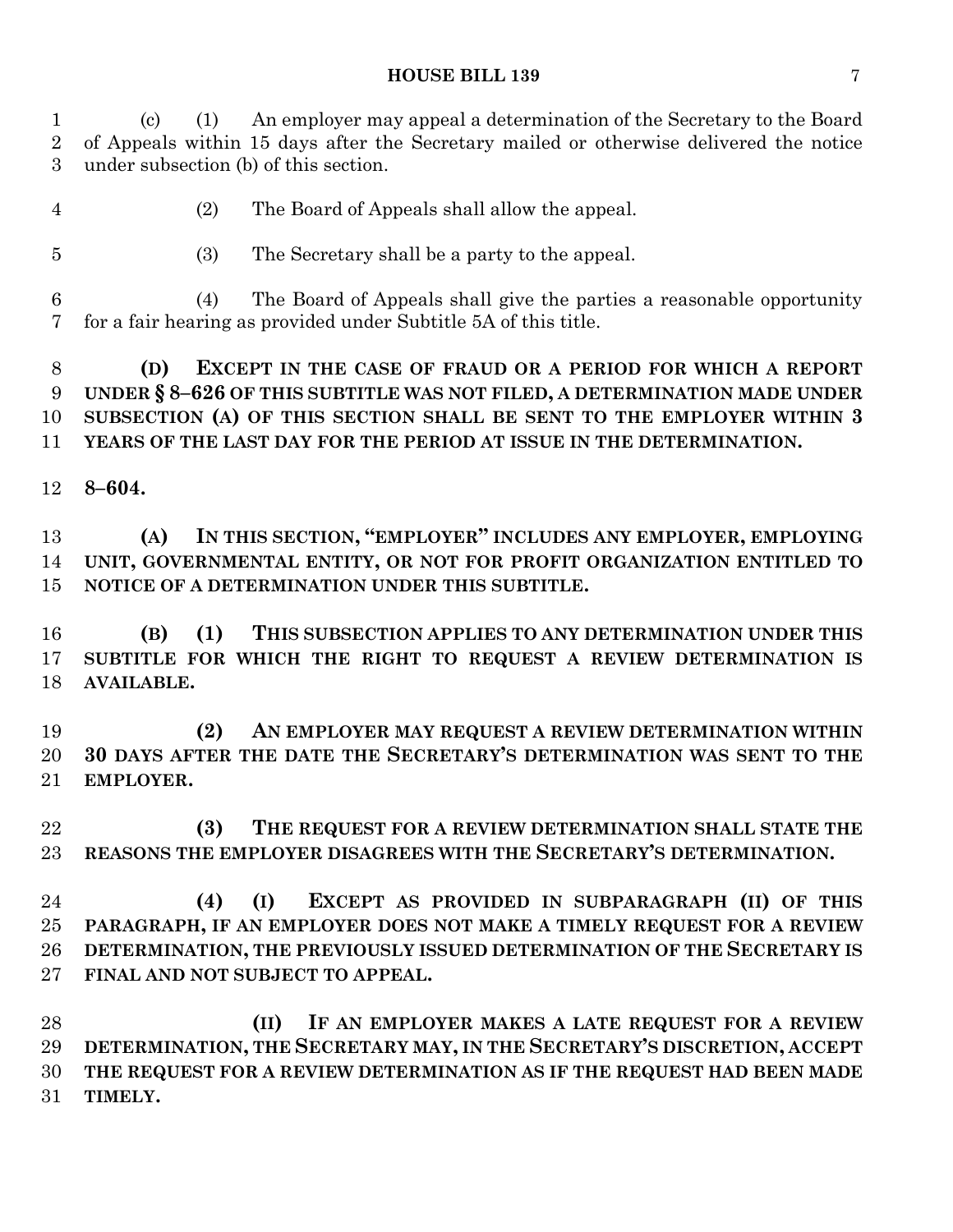(c) (1) An employer may appeal a determination of the Secretary to the Board of Appeals within 15 days after the Secretary mailed or otherwise delivered the notice under subsection (b) of this section.

(2) The Board of Appeals shall allow the appeal.

(3) The Secretary shall be a party to the appeal.

(4) The Board of Appeals shall give the parties a reasonable opportunity for a fair hearing as provided under Subtitle 5A of this title.

**(D) EXCEPT IN THE CASE OF FRAUD OR A PERIOD FOR WHICH A REPORT UNDER § 8–626 OF THIS SUBTITLE WAS NOT FILED, A DETERMINATION MADE UNDER SUBSECTION (A) OF THIS SECTION SHALL BE SENT TO THE EMPLOYER WITHIN 3 YEARS OF THE LAST DAY FOR THE PERIOD AT ISSUE IN THE DETERMINATION.**

**8–604.**

**(A) IN THIS SECTION, "EMPLOYER" INCLUDES ANY EMPLOYER, EMPLOYING UNIT, GOVERNMENTAL ENTITY, OR NOT FOR PROFIT ORGANIZATION ENTITLED TO NOTICE OF A DETERMINATION UNDER THIS SUBTITLE.**

**(B) (1) THIS SUBSECTION APPLIES TO ANY DETERMINATION UNDER THIS SUBTITLE FOR WHICH THE RIGHT TO REQUEST A REVIEW DETERMINATION IS AVAILABLE.**

**(2) AN EMPLOYER MAY REQUEST A REVIEW DETERMINATION WITHIN 30 DAYS AFTER THE DATE THE SECRETARY'S DETERMINATION WAS SENT TO THE EMPLOYER.**

**(3) THE REQUEST FOR A REVIEW DETERMINATION SHALL STATE THE REASONS THE EMPLOYER DISAGREES WITH THE SECRETARY'S DETERMINATION.**

**(4) (I) EXCEPT AS PROVIDED IN SUBPARAGRAPH (II) OF THIS PARAGRAPH, IF AN EMPLOYER DOES NOT MAKE A TIMELY REQUEST FOR A REVIEW DETERMINATION, THE PREVIOUSLY ISSUED DETERMINATION OF THE SECRETARY IS FINAL AND NOT SUBJECT TO APPEAL.**

**(II) IF AN EMPLOYER MAKES A LATE REQUEST FOR A REVIEW DETERMINATION, THE SECRETARY MAY, IN THE SECRETARY'S DISCRETION, ACCEPT THE REQUEST FOR A REVIEW DETERMINATION AS IF THE REQUEST HAD BEEN MADE TIMELY.**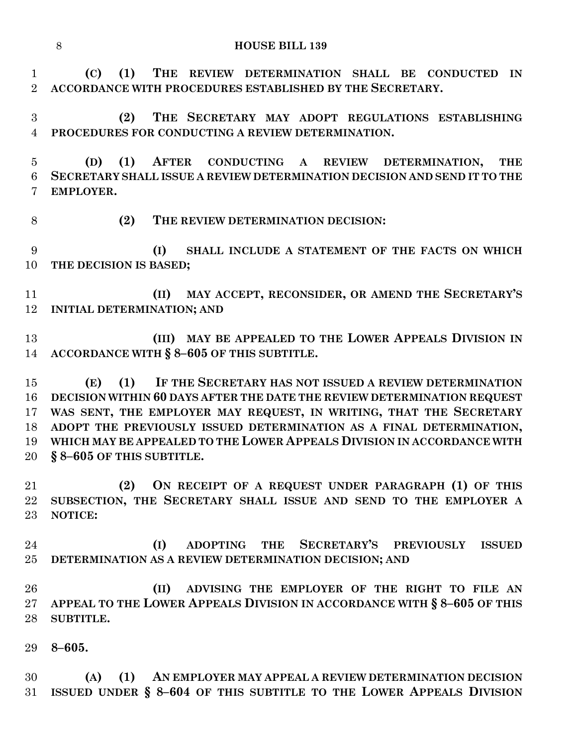**(C) (1) THE REVIEW DETERMINATION SHALL BE CONDUCTED IN ACCORDANCE WITH PROCEDURES ESTABLISHED BY THE SECRETARY.**

**(2) THE SECRETARY MAY ADOPT REGULATIONS ESTABLISHING PROCEDURES FOR CONDUCTING A REVIEW DETERMINATION.**

**(D) (1) AFTER CONDUCTING A REVIEW DETERMINATION, THE SECRETARY SHALL ISSUE A REVIEW DETERMINATION DECISION AND SEND IT TO THE EMPLOYER.**

**(2) THE REVIEW DETERMINATION DECISION:**

**(I) SHALL INCLUDE A STATEMENT OF THE FACTS ON WHICH THE DECISION IS BASED;**

**(II) MAY ACCEPT, RECONSIDER, OR AMEND THE SECRETARY'S INITIAL DETERMINATION; AND**

**(III) MAY BE APPEALED TO THE LOWER APPEALS DIVISION IN ACCORDANCE WITH § 8–605 OF THIS SUBTITLE.**

**(E) (1) IF THE SECRETARY HAS NOT ISSUED A REVIEW DETERMINATION DECISION WITHIN 60 DAYS AFTER THE DATE THE REVIEW DETERMINATION REQUEST WAS SENT, THE EMPLOYER MAY REQUEST, IN WRITING, THAT THE SECRETARY ADOPT THE PREVIOUSLY ISSUED DETERMINATION AS A FINAL DETERMINATION, WHICH MAY BE APPEALED TO THE LOWER APPEALS DIVISION IN ACCORDANCE WITH § 8–605 OF THIS SUBTITLE.**

**(2) ON RECEIPT OF A REQUEST UNDER PARAGRAPH (1) OF THIS SUBSECTION, THE SECRETARY SHALL ISSUE AND SEND TO THE EMPLOYER A NOTICE:**

**(I) ADOPTING THE SECRETARY'S PREVIOUSLY ISSUED DETERMINATION AS A REVIEW DETERMINATION DECISION; AND**

**(II) ADVISING THE EMPLOYER OF THE RIGHT TO FILE AN APPEAL TO THE LOWER APPEALS DIVISION IN ACCORDANCE WITH § 8–605 OF THIS SUBTITLE.**

**8–605.**

**(A) (1) AN EMPLOYER MAY APPEAL A REVIEW DETERMINATION DECISION ISSUED UNDER § 8–604 OF THIS SUBTITLE TO THE LOWER APPEALS DIVISION**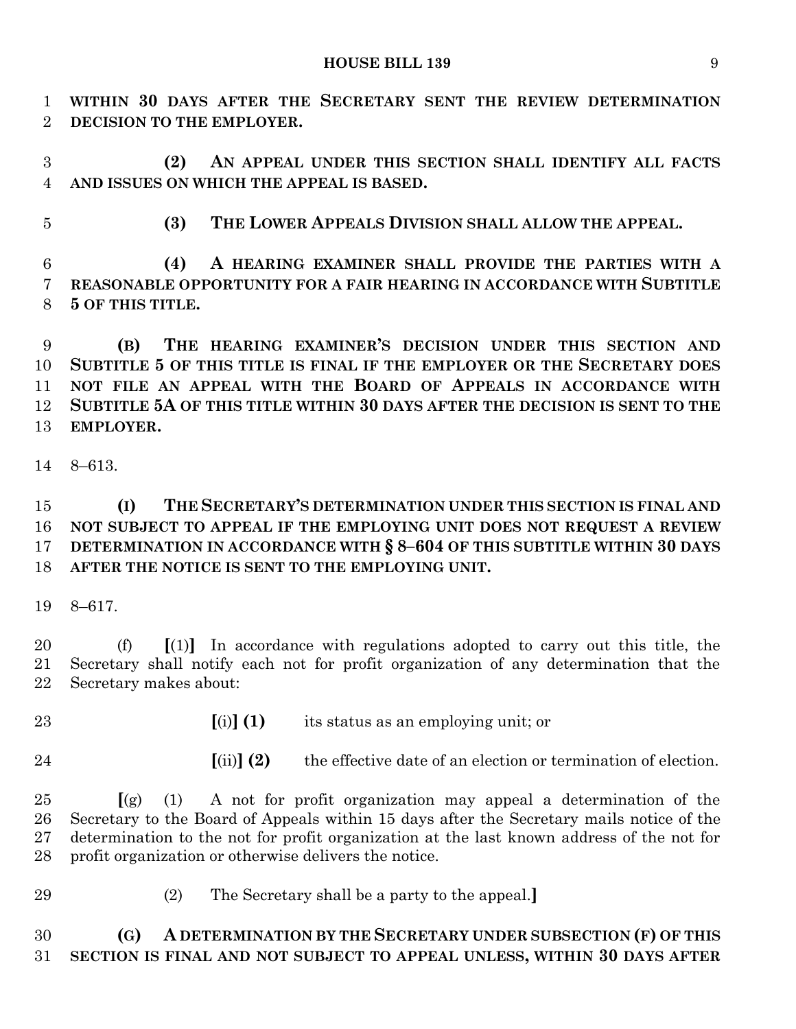**WITHIN 30 DAYS AFTER THE SECRETARY SENT THE REVIEW DETERMINATION DECISION TO THE EMPLOYER.**

**(2) AN APPEAL UNDER THIS SECTION SHALL IDENTIFY ALL FACTS AND ISSUES ON WHICH THE APPEAL IS BASED.**

**(3) THE LOWER APPEALS DIVISION SHALL ALLOW THE APPEAL.**

**(4) A HEARING EXAMINER SHALL PROVIDE THE PARTIES WITH A REASONABLE OPPORTUNITY FOR A FAIR HEARING IN ACCORDANCE WITH SUBTITLE 5 OF THIS TITLE.**

**(B) THE HEARING EXAMINER'S DECISION UNDER THIS SECTION AND SUBTITLE 5 OF THIS TITLE IS FINAL IF THE EMPLOYER OR THE SECRETARY DOES NOT FILE AN APPEAL WITH THE BOARD OF APPEALS IN ACCORDANCE WITH SUBTITLE 5A OF THIS TITLE WITHIN 30 DAYS AFTER THE DECISION IS SENT TO THE EMPLOYER.**

8–613.

**(I) THE SECRETARY'S DETERMINATION UNDER THIS SECTION IS FINAL AND NOT SUBJECT TO APPEAL IF THE EMPLOYING UNIT DOES NOT REQUEST A REVIEW DETERMINATION IN ACCORDANCE WITH § 8–604 OF THIS SUBTITLE WITHIN 30 DAYS AFTER THE NOTICE IS SENT TO THE EMPLOYING UNIT.**

8–617.

(f) **[**(1)**]** In accordance with regulations adopted to carry out this title, the Secretary shall notify each not for profit organization of any determination that the Secretary makes about:

**[**(i)**] (1)** its status as an employing unit; or

**[**(ii)**] (2)** the effective date of an election or termination of election.

**[**(g) (1) A not for profit organization may appeal a determination of the Secretary to the Board of Appeals within 15 days after the Secretary mails notice of the determination to the not for profit organization at the last known address of the not for profit organization or otherwise delivers the notice.

(2) The Secretary shall be a party to the appeal.**]**

**(G) A DETERMINATION BY THE SECRETARY UNDER SUBSECTION (F) OF THIS SECTION IS FINAL AND NOT SUBJECT TO APPEAL UNLESS, WITHIN 30 DAYS AFTER**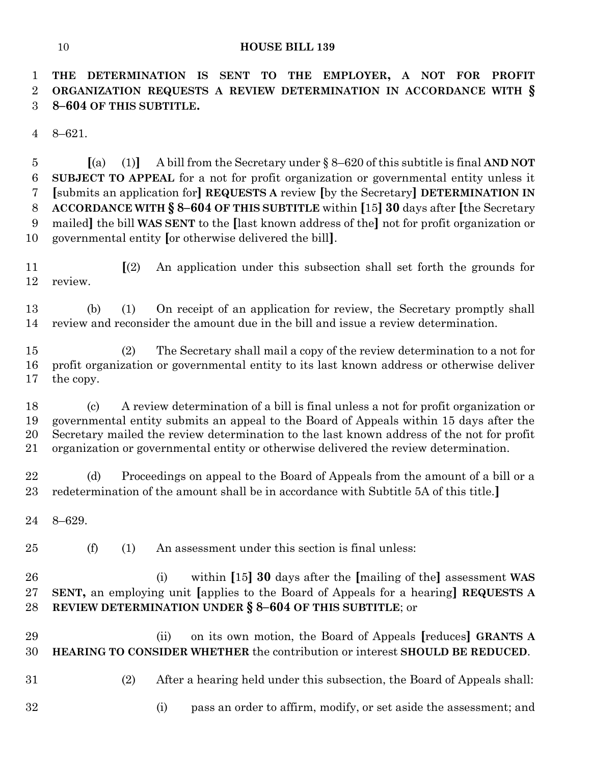**THE DETERMINATION IS SENT TO THE EMPLOYER, A NOT FOR PROFIT ORGANIZATION REQUESTS A REVIEW DETERMINATION IN ACCORDANCE WITH § 8–604 OF THIS SUBTITLE.**

8–621.

**[**(a) (1)**]** A bill from the Secretary under § 8–620 of this subtitle is final **AND NOT SUBJECT TO APPEAL** for a not for profit organization or governmental entity unless it **[**submits an application for**]** **REQUESTS A** review **[**by the Secretary**]** **DETERMINATION IN ACCORDANCE WITH § 8–604 OF THIS SUBTITLE** within **[**15**]** **30** days after **[**the Secretary mailed**]** the bill **WAS SENT** to the **[**last known address of the**]** not for profit organization or governmental entity **[**or otherwise delivered the bill**]**.

**[**(2) An application under this subsection shall set forth the grounds for review.

(b) (1) On receipt of an application for review, the Secretary promptly shall review and reconsider the amount due in the bill and issue a review determination.

(2) The Secretary shall mail a copy of the review determination to a not for profit organization or governmental entity to its last known address or otherwise deliver the copy.

(c) A review determination of a bill is final unless a not for profit organization or governmental entity submits an appeal to the Board of Appeals within 15 days after the Secretary mailed the review determination to the last known address of the not for profit organization or governmental entity or otherwise delivered the review determination.

(d) Proceedings on appeal to the Board of Appeals from the amount of a bill or a redetermination of the amount shall be in accordance with Subtitle 5A of this title.**]**

8–629.

(f) (1) An assessment under this section is final unless:

(i) within **[**15**]** **30** days after the **[**mailing of the**]** assessment **WAS SENT,** an employing unit **[**applies to the Board of Appeals for a hearing**]** **REQUESTS A REVIEW DETERMINATION UNDER § 8–604 OF THIS SUBTITLE**; or

(ii) on its own motion, the Board of Appeals **[**reduces**]** **GRANTS A HEARING TO CONSIDER WHETHER** the contribution or interest **SHOULD BE REDUCED**.

(2) After a hearing held under this subsection, the Board of Appeals shall:

(i) pass an order to affirm, modify, or set aside the assessment; and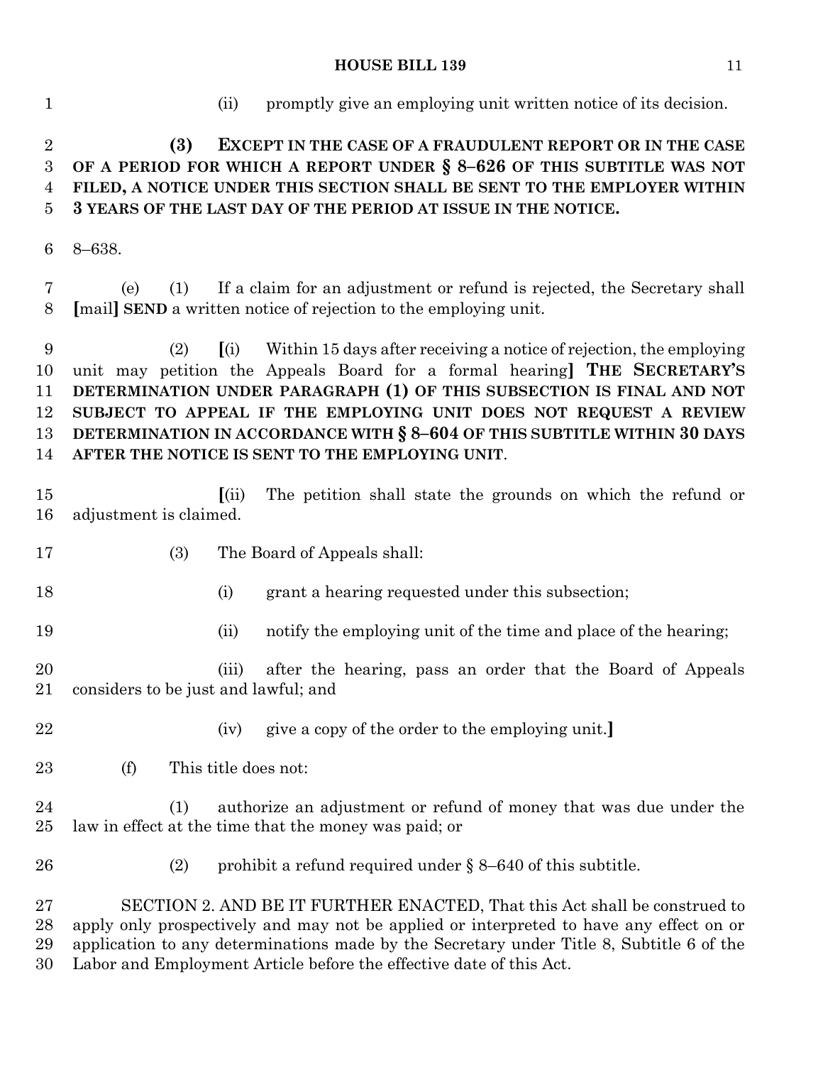(ii) promptly give an employing unit written notice of its decision.

**(3) EXCEPT IN THE CASE OF A FRAUDULENT REPORT OR IN THE CASE OF A PERIOD FOR WHICH A REPORT UNDER § 8–626 OF THIS SUBTITLE WAS NOT FILED, A NOTICE UNDER THIS SECTION SHALL BE SENT TO THE EMPLOYER WITHIN 3 YEARS OF THE LAST DAY OF THE PERIOD AT ISSUE IN THE NOTICE.**

8–638.

(e) (1) If a claim for an adjustment or refund is rejected, the Secretary shall **[**mail**]** **SEND** a written notice of rejection to the employing unit.

(2) **[**(i) Within 15 days after receiving a notice of rejection, the employing unit may petition the Appeals Board for a formal hearing**]** **THE SECRETARY'S DETERMINATION UNDER PARAGRAPH (1) OF THIS SUBSECTION IS FINAL AND NOT SUBJECT TO APPEAL IF THE EMPLOYING UNIT DOES NOT REQUEST A REVIEW DETERMINATION IN ACCORDANCE WITH § 8–604 OF THIS SUBTITLE WITHIN 30 DAYS AFTER THE NOTICE IS SENT TO THE EMPLOYING UNIT**.

**[**(ii) The petition shall state the grounds on which the refund or adjustment is claimed.

(3) The Board of Appeals shall:

(i) grant a hearing requested under this subsection;

(ii) notify the employing unit of the time and place of the hearing;

(iii) after the hearing, pass an order that the Board of Appeals considers to be just and lawful; and

(iv) give a copy of the order to the employing unit.**]**

(f) This title does not:

(1) authorize an adjustment or refund of money that was due under the law in effect at the time that the money was paid; or

(2) prohibit a refund required under § 8–640 of this subtitle.

SECTION 2. AND BE IT FURTHER ENACTED, That this Act shall be construed to apply only prospectively and may not be applied or interpreted to have any effect on or application to any determinations made by the Secretary under Title 8, Subtitle 6 of the Labor and Employment Article before the effective date of this Act.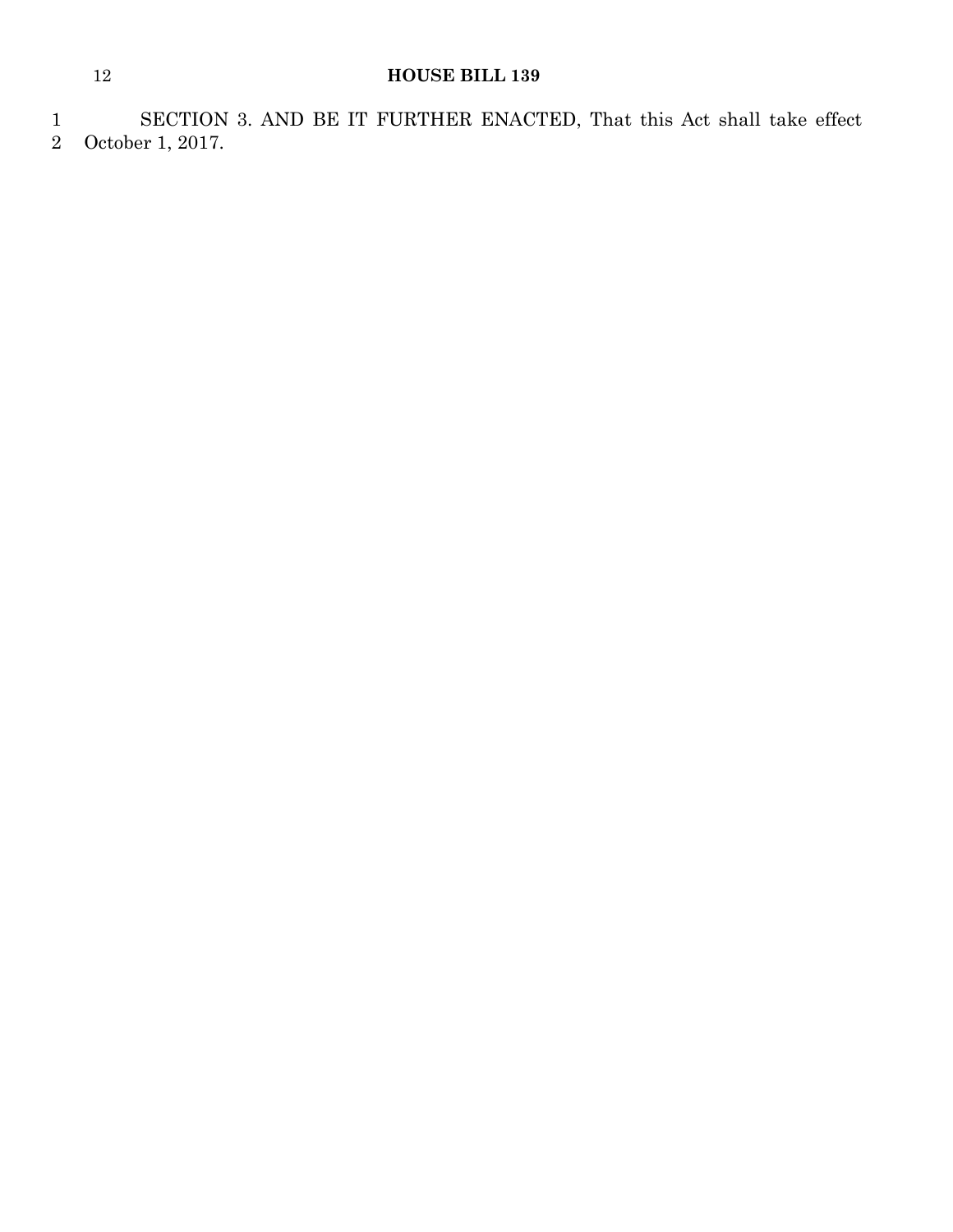SECTION 3. AND BE IT FURTHER ENACTED, That this Act shall take effect October 1, 2017.